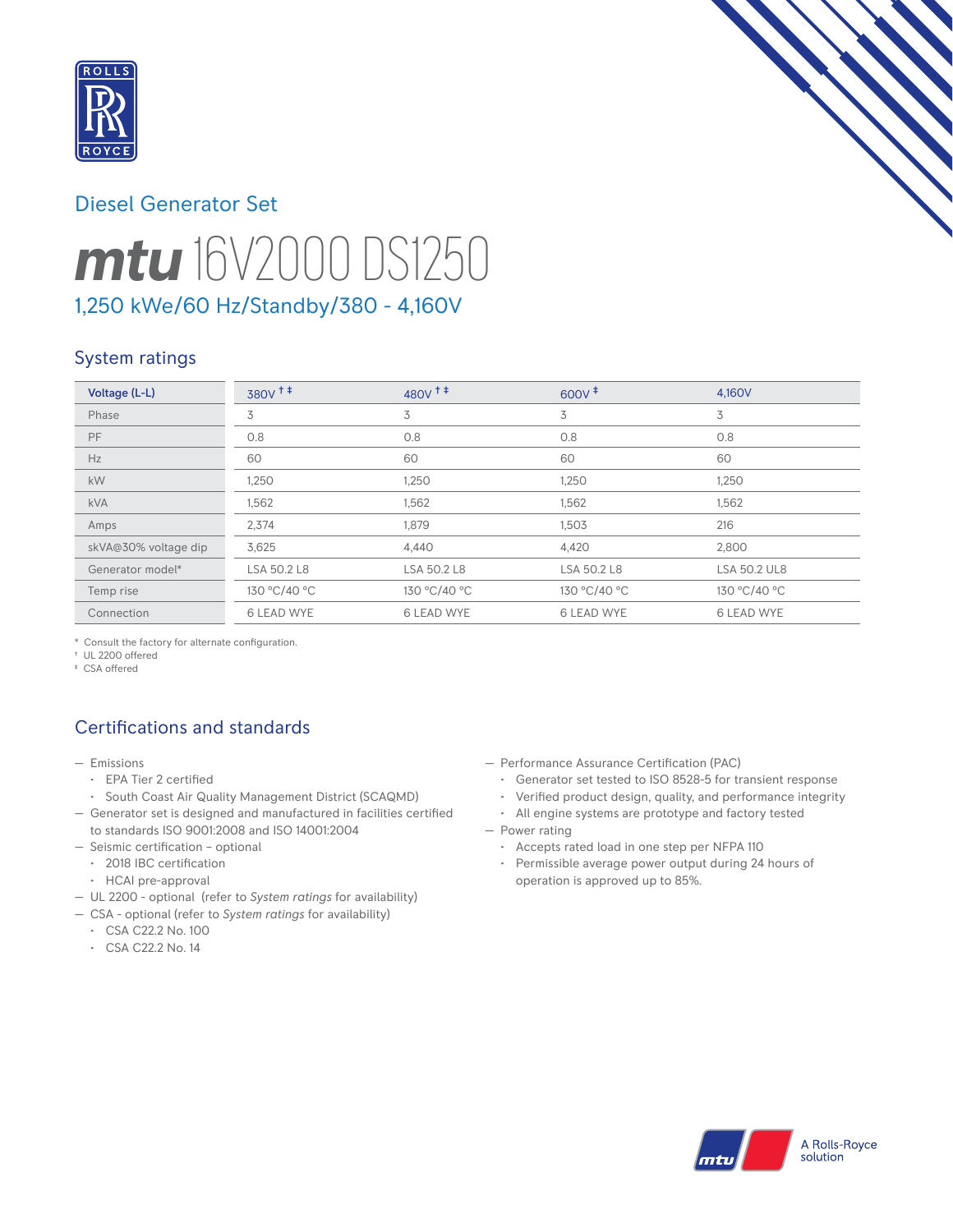Diesel Generator Set

# mtu 16V2000 DS1250

## 1,250 kWe/60 Hz/Standby/380 - 4,160V

## System ratings

| Voltage (L-L) | 380V † ‡ | 480V † ‡ | 600V ‡ | 4,160V |
|---|---|---|---|---|
| Phase | 3 | 3 | 3 | 3 |
| PF | 0.8 | 0.8 | 0.8 | 0.8 |
| Hz | 60 | 60 | 60 | 60 |
| kW | 1,250 | 1,250 | 1,250 | 1,250 |
| kVA | 1,562 | 1,562 | 1,562 | 1,562 |
| Amps | 2,374 | 1,879 | 1,503 | 216 |
| skVA@30% voltage dip | 3,625 | 4,440 | 4,420 | 2,800 |
| Generator model* | LSA 50.2 L8 | LSA 50.2 L8 | LSA 50.2 L8 | LSA 50.2 UL8 |
| Temp rise | 130 °C/40 °C | 130 °C/40 °C | 130 °C/40 °C | 130 °C/40 °C |
| Connection | 6 LEAD WYE | 6 LEAD WYE | 6 LEAD WYE | 6 LEAD WYE |

* Consult the factory for alternate configuration.
† UL 2200 offered
‡ CSA offered

## Certifications and standards

- Emissions
  - EPA Tier 2 certified
  - South Coast Air Quality Management District (SCAQMD)
- Generator set is designed and manufactured in facilities certified to standards ISO 9001:2008 and ISO 14001:2004
- Seismic certification – optional
  - 2018 IBC certification
  - HCAI pre-approval
- UL 2200 - optional (refer to *System ratings* for availability)
- CSA - optional (refer to *System ratings* for availability)
  - CSA C22.2 No. 100
  - CSA C22.2 No. 14
- Performance Assurance Certification (PAC)
  - Generator set tested to ISO 8528-5 for transient response
  - Verified product design, quality, and performance integrity
  - All engine systems are prototype and factory tested
- Power rating
  - Accepts rated load in one step per NFPA 110
  - Permissible average power output during 24 hours of operation is approved up to 85%.

A Rolls-Royce solution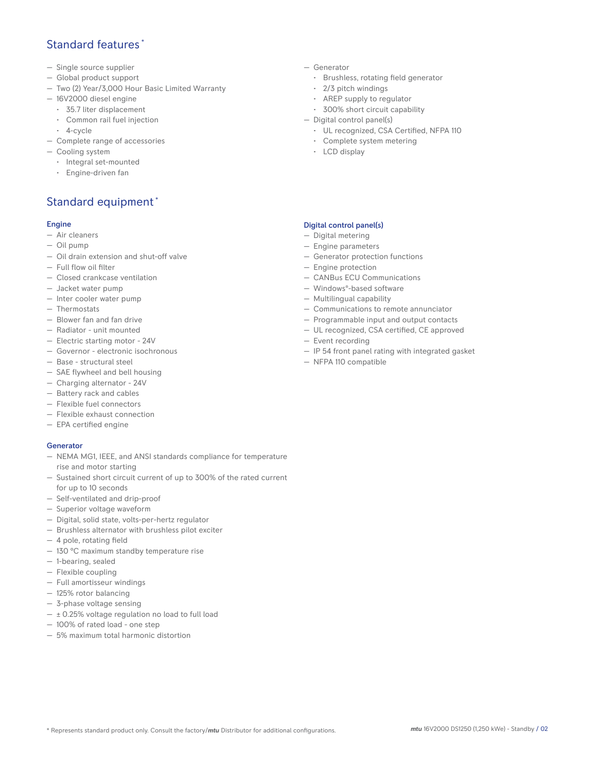## Standard features*

- Single source supplier
- Global product support
- Two (2) Year/3,000 Hour Basic Limited Warranty
- 16V2000 diesel engine
  - 35.7 liter displacement
  - Common rail fuel injection
  - 4-cycle
- Complete range of accessories
- Cooling system
  - Integral set-mounted
  - Engine-driven fan
- Generator
  - Brushless, rotating field generator
  - 2/3 pitch windings
  - AREP supply to regulator
  - 300% short circuit capability
- Digital control panel(s)
  - UL recognized, CSA Certified, NFPA 110
  - Complete system metering
  - LCD display

## Standard equipment*

### Engine

- Air cleaners
- Oil pump
- Oil drain extension and shut-off valve
- Full flow oil filter
- Closed crankcase ventilation
- Jacket water pump
- Inter cooler water pump
- Thermostats
- Blower fan and fan drive
- Radiator - unit mounted
- Electric starting motor - 24V
- Governor - electronic isochronous
- Base - structural steel
- SAE flywheel and bell housing
- Charging alternator - 24V
- Battery rack and cables
- Flexible fuel connectors
- Flexible exhaust connection
- EPA certified engine

### Generator

- NEMA MG1, IEEE, and ANSI standards compliance for temperature rise and motor starting
- Sustained short circuit current of up to 300% of the rated current for up to 10 seconds
- Self-ventilated and drip-proof
- Superior voltage waveform
- Digital, solid state, volts-per-hertz regulator
- Brushless alternator with brushless pilot exciter
- 4 pole, rotating field
- 130 °C maximum standby temperature rise
- 1-bearing, sealed
- Flexible coupling
- Full amortisseur windings
- 125% rotor balancing
- 3-phase voltage sensing
- ± 0.25% voltage regulation no load to full load
- 100% of rated load - one step
- 5% maximum total harmonic distortion

### Digital control panel(s)

- Digital metering
- Engine parameters
- Generator protection functions
- Engine protection
- CANBus ECU Communications
- Windows®-based software
- Multilingual capability
- Communications to remote annunciator
- Programmable input and output contacts
- UL recognized, CSA certified, CE approved
- Event recording
- IP 54 front panel rating with integrated gasket
- NFPA 110 compatible

\* Represents standard product only. Consult the factory/*mtu* Distributor for additional configurations.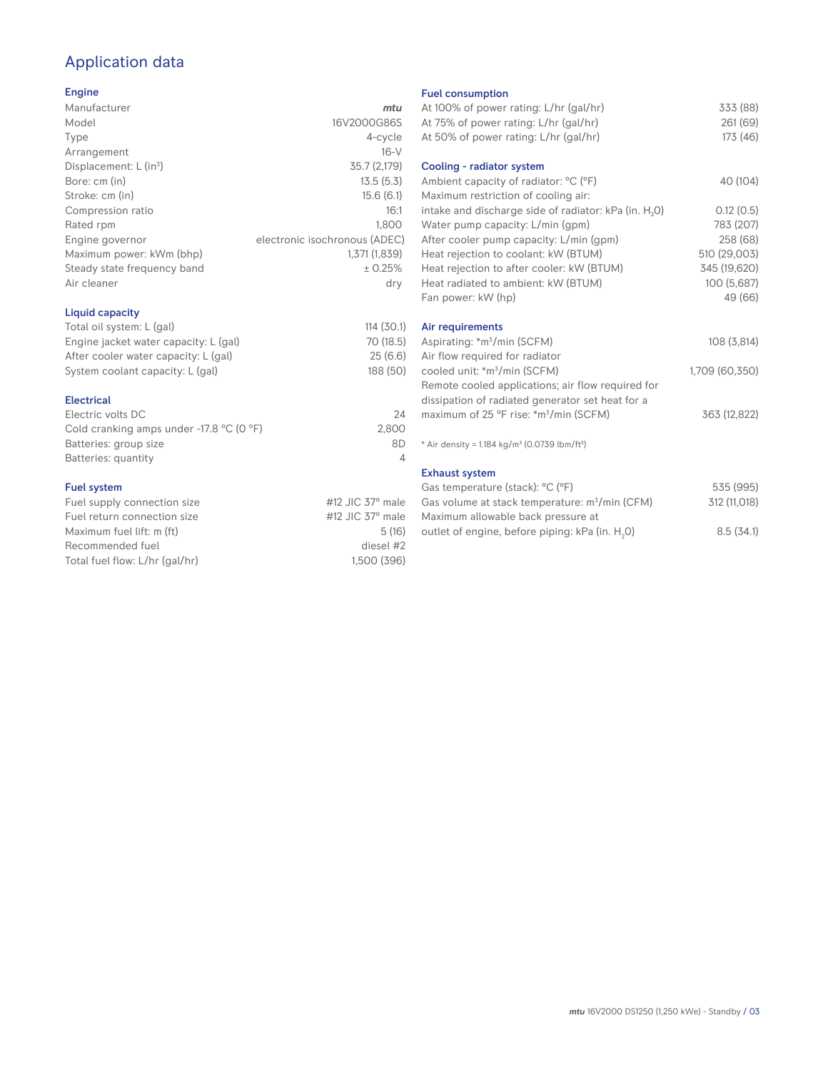# Application data

## Engine

| | |
|---|---|
| Manufacturer | *mtu* |
| Model | 16V2000G86S |
| Type | 4-cycle |
| Arrangement | 16-V |
| Displacement: L ($in^3$) | 35.7 (2,179) |
| Bore: cm (in) | 13.5 (5.3) |
| Stroke: cm (in) | 15.6 (6.1) |
| Compression ratio | 16:1 |
| Rated rpm | 1,800 |
| Engine governor | electronic isochronous (ADEC) |
| Maximum power: kWm (bhp) | 1,371 (1,839) |
| Steady state frequency band | ± 0.25% |
| Air cleaner | dry |

## Liquid capacity

| | |
|---|---|
| Total oil system: L (gal) | 114 (30.1) |
| Engine jacket water capacity: L (gal) | 70 (18.5) |
| After cooler water capacity: L (gal) | 25 (6.6) |
| System coolant capacity: L (gal) | 188 (50) |

## Electrical

| | |
|---|---|
| Electric volts DC | 24 |
| Cold cranking amps under -17.8 °C (0 °F) | 2,800 |
| Batteries: group size | 8D |
| Batteries: quantity | 4 |

## Fuel system

| | |
|---|---|
| Fuel supply connection size | #12 JIC 37° male |
| Fuel return connection size | #12 JIC 37° male |
| Maximum fuel lift: m (ft) | 5 (16) |
| Recommended fuel | diesel #2 |
| Total fuel flow: L/hr (gal/hr) | 1,500 (396) |

## Fuel consumption

| | |
|---|---|
| At 100% of power rating: L/hr (gal/hr) | 333 (88) |
| At 75% of power rating: L/hr (gal/hr) | 261 (69) |
| At 50% of power rating: L/hr (gal/hr) | 173 (46) |

## Cooling - radiator system

| | |
|---|---|
| Ambient capacity of radiator: °C (°F) | 40 (104) |
| Maximum restriction of cooling air: intake and discharge side of radiator: kPa (in. $H_2O$) | 0.12 (0.5) |
| Water pump capacity: L/min (gpm) | 783 (207) |
| After cooler pump capacity: L/min (gpm) | 258 (68) |
| Heat rejection to coolant: kW (BTUM) | 510 (29,003) |
| Heat rejection to after cooler: kW (BTUM) | 345 (19,620) |
| Heat radiated to ambient: kW (BTUM) | 100 (5,687) |
| Fan power: kW (hp) | 49 (66) |

## Air requirements

| | |
|---|---|
| Aspirating: *$m^3$/min (SCFM) | 108 (3,814) |
| Air flow required for radiator cooled unit: *$m^3$/min (SCFM) | 1,709 (60,350) |
| Remote cooled applications; air flow required for dissipation of radiated generator set heat for a maximum of 25 °F rise: *$m^3$/min (SCFM) | 363 (12,822) |

\* Air density = 1.184 kg/$m^3$ (0.0739 lbm/$ft^3$)

## Exhaust system

| | |
|---|---|
| Gas temperature (stack): °C (°F) | 535 (995) |
| Gas volume at stack temperature: $m^3$/min (CFM) | 312 (11,018) |
| Maximum allowable back pressure at outlet of engine, before piping: kPa (in. $H_2O$) | 8.5 (34.1) |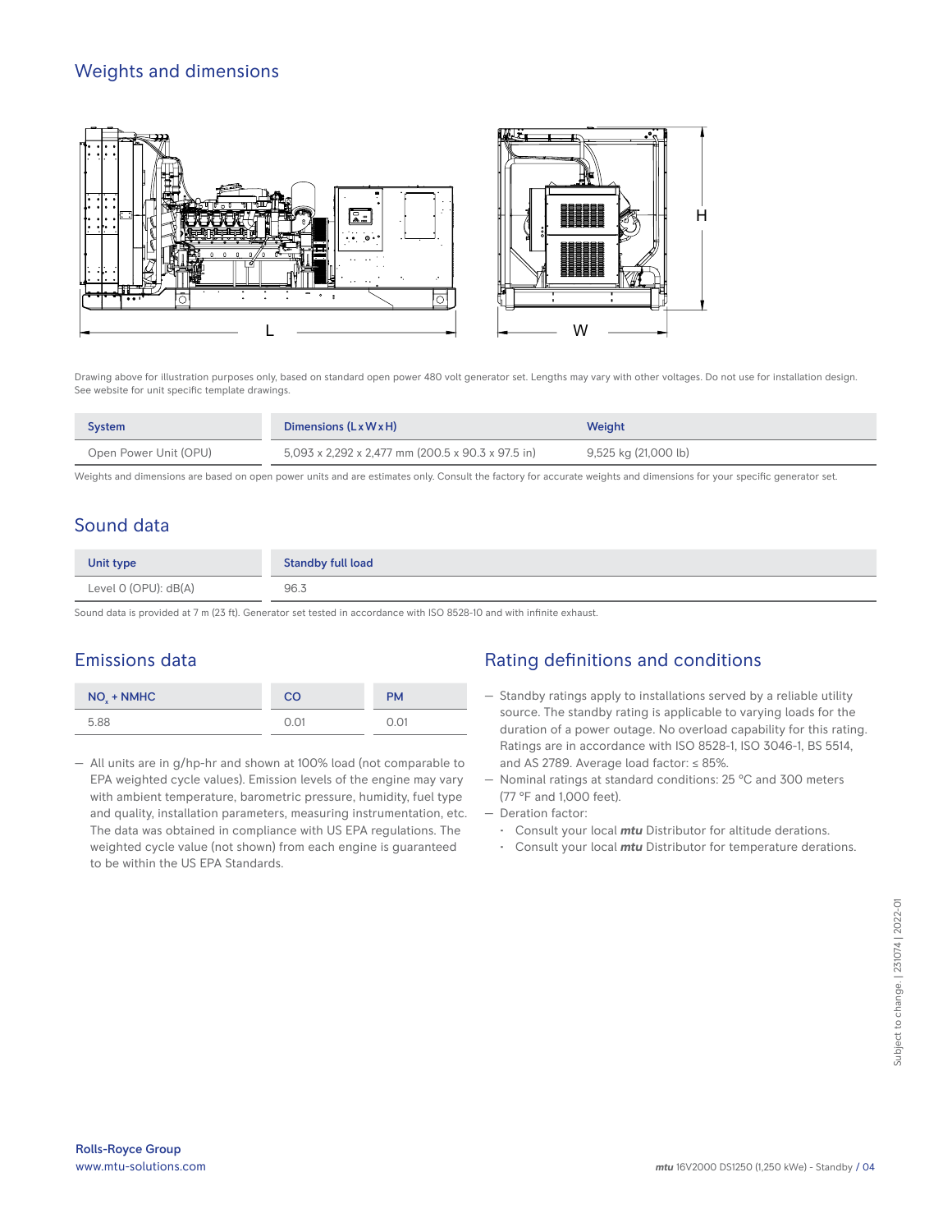## Weights and dimensions

L

W

H

Drawing above for illustration purposes only, based on standard open power 480 volt generator set. Lengths may vary with other voltages. Do not use for installation design. See website for unit specific template drawings.

| System | Dimensions (L x W x H) | Weight |
|---|---|---|
| Open Power Unit (OPU) | 5,093 x 2,292 x 2,477 mm (200.5 x 90.3 x 97.5 in) | 9,525 kg (21,000 lb) |

Weights and dimensions are based on open power units and are estimates only. Consult the factory for accurate weights and dimensions for your specific generator set.

## Sound data

| Unit type | Standby full load |
|---|---|
| Level 0 (OPU): dB(A) | 96.3 |

Sound data is provided at 7 m (23 ft). Generator set tested in accordance with ISO 8528-10 and with infinite exhaust.

## Emissions data

| $NO_x$ + NMHC | CO | PM |
|---|---|---|
| 5.88 | 0.01 | 0.01 |

- All units are in g/hp-hr and shown at 100% load (not comparable to EPA weighted cycle values). Emission levels of the engine may vary with ambient temperature, barometric pressure, humidity, fuel type and quality, installation parameters, measuring instrumentation, etc. The data was obtained in compliance with US EPA regulations. The weighted cycle value (not shown) from each engine is guaranteed to be within the US EPA Standards.

## Rating definitions and conditions

- Standby ratings apply to installations served by a reliable utility source. The standby rating is applicable to varying loads for the duration of a power outage. No overload capability for this rating. Ratings are in accordance with ISO 8528-1, ISO 3046-1, BS 5514, and AS 2789. Average load factor: ≤ 85%.
- Nominal ratings at standard conditions: 25 °C and 300 meters (77 °F and 1,000 feet).
- Deration factor:
  - Consult your local ***mtu*** Distributor for altitude derations.
  - Consult your local ***mtu*** Distributor for temperature derations.

Subject to change. | 231074 | 2022-01

Rolls-Royce Group
www.mtu-solutions.com